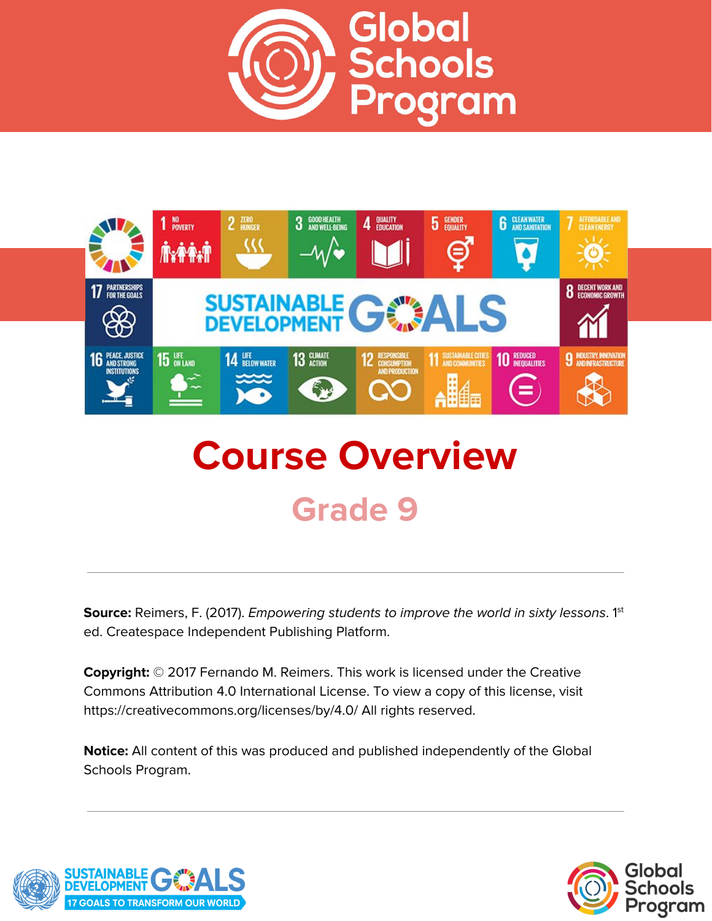# Global Schools Program

# Course Overview

## Grade 9

---

**Source:** Reimers, F. (2017). *Empowering students to improve the world in sixty lessons*. 1st ed. Createspace Independent Publishing Platform.

**Copyright:** © 2017 Fernando M. Reimers. This work is licensed under the Creative Commons Attribution 4.0 International License. To view a copy of this license, visit https://creativecommons.org/licenses/by/4.0/ All rights reserved.

**Notice:** All content of this was produced and published independently of the Global Schools Program.

---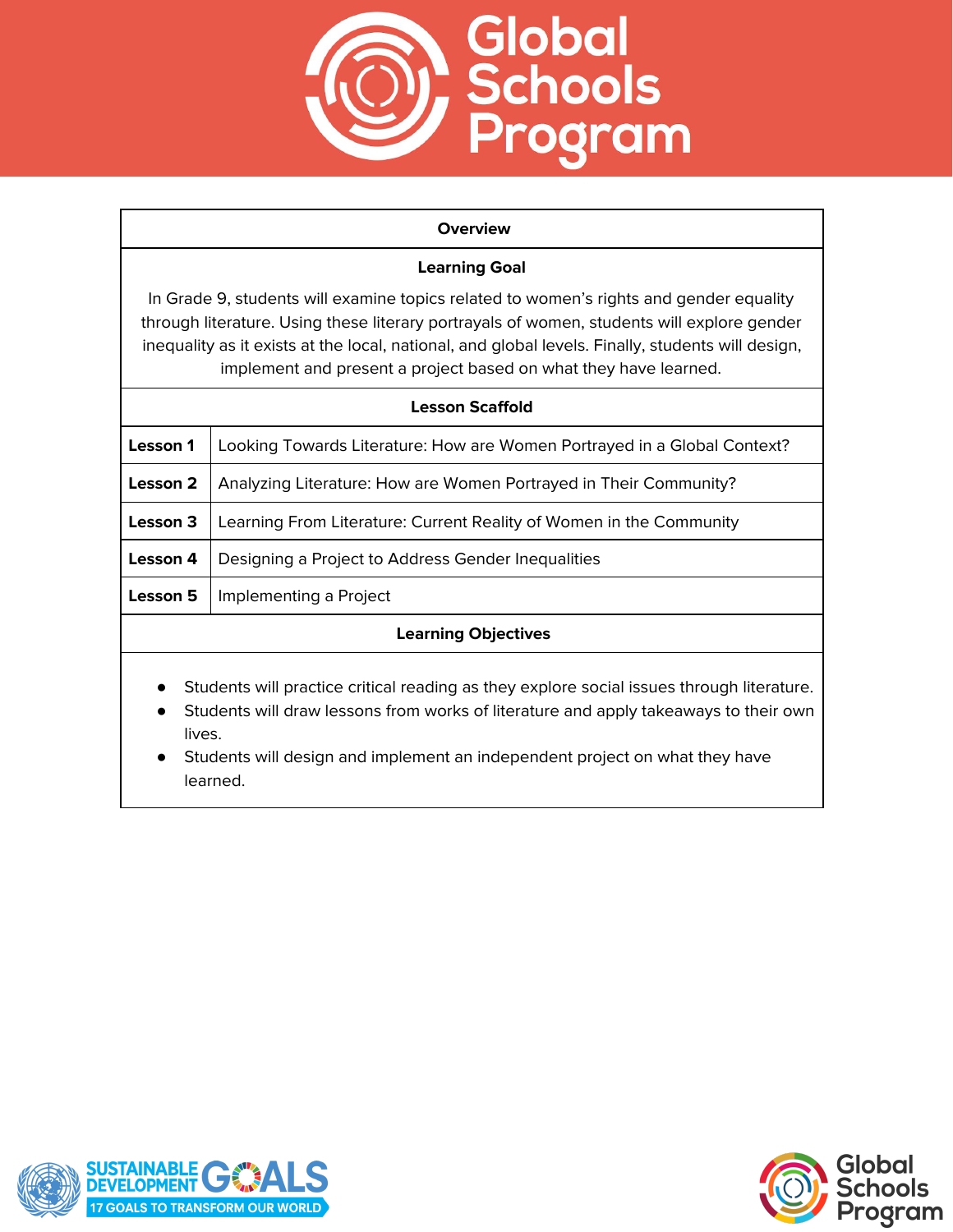## Overview

### Learning Goal

In Grade 9, students will examine topics related to women's rights and gender equality through literature. Using these literary portrayals of women, students will explore gender inequality as it exists at the local, national, and global levels. Finally, students will design, implement and present a project based on what they have learned.

### Lesson Scaffold

| | |
|---|---|
| **Lesson 1** | Looking Towards Literature: How are Women Portrayed in a Global Context? |
| **Lesson 2** | Analyzing Literature: How are Women Portrayed in Their Community? |
| **Lesson 3** | Learning From Literature: Current Reality of Women in the Community |
| **Lesson 4** | Designing a Project to Address Gender Inequalities |
| **Lesson 5** | Implementing a Project |

### Learning Objectives

- Students will practice critical reading as they explore social issues through literature.
- Students will draw lessons from works of literature and apply takeaways to their own lives.
- Students will design and implement an independent project on what they have learned.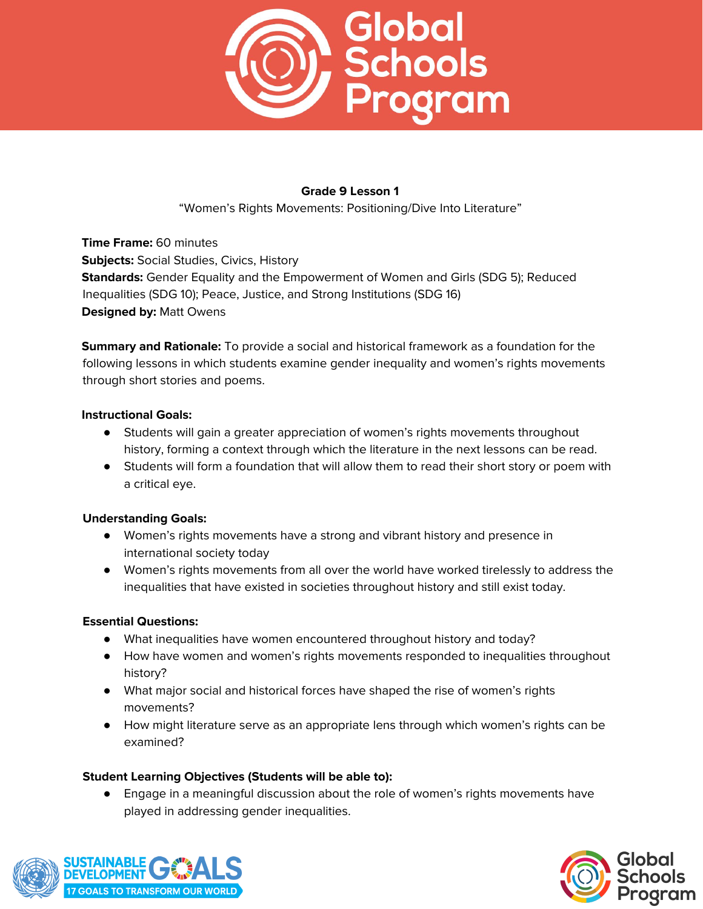**Grade 9 Lesson 1**

"Women's Rights Movements: Positioning/Dive Into Literature"

**Time Frame:** 60 minutes
**Subjects:** Social Studies, Civics, History
**Standards:** Gender Equality and the Empowerment of Women and Girls (SDG 5); Reduced Inequalities (SDG 10); Peace, Justice, and Strong Institutions (SDG 16)
**Designed by:** Matt Owens

**Summary and Rationale:** To provide a social and historical framework as a foundation for the following lessons in which students examine gender inequality and women's rights movements through short stories and poems.

**Instructional Goals:**

- Students will gain a greater appreciation of women's rights movements throughout history, forming a context through which the literature in the next lessons can be read.
- Students will form a foundation that will allow them to read their short story or poem with a critical eye.

**Understanding Goals:**

- Women's rights movements have a strong and vibrant history and presence in international society today
- Women's rights movements from all over the world have worked tirelessly to address the inequalities that have existed in societies throughout history and still exist today.

**Essential Questions:**

- What inequalities have women encountered throughout history and today?
- How have women and women's rights movements responded to inequalities throughout history?
- What major social and historical forces have shaped the rise of women's rights movements?
- How might literature serve as an appropriate lens through which women's rights can be examined?

**Student Learning Objectives (Students will be able to):**

- Engage in a meaningful discussion about the role of women's rights movements have played in addressing gender inequalities.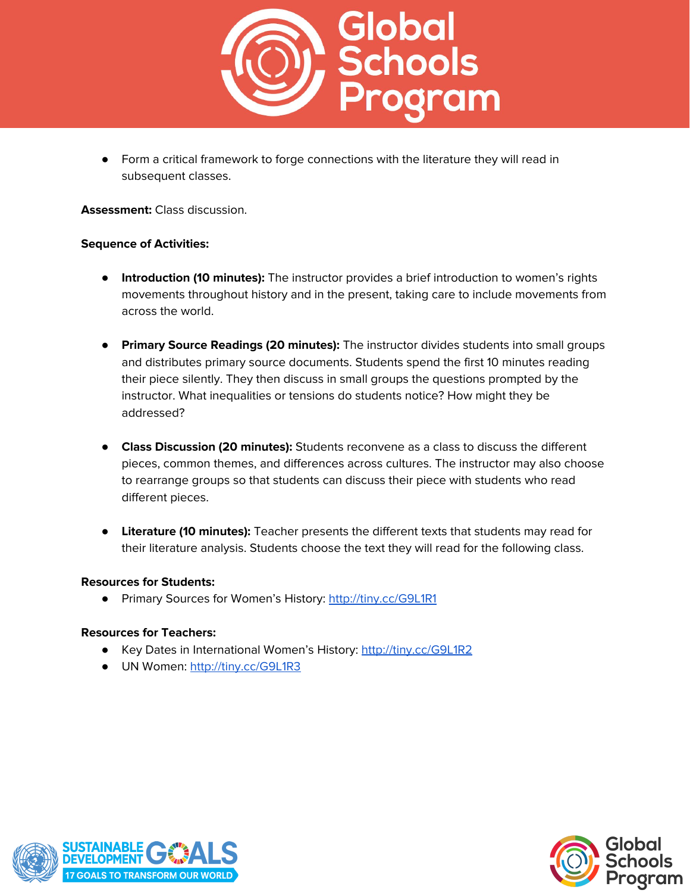- Form a critical framework to forge connections with the literature they will read in subsequent classes.

**Assessment:** Class discussion.

**Sequence of Activities:**

- **Introduction (10 minutes):** The instructor provides a brief introduction to women's rights movements throughout history and in the present, taking care to include movements from across the world.

- **Primary Source Readings (20 minutes):** The instructor divides students into small groups and distributes primary source documents. Students spend the first 10 minutes reading their piece silently. They then discuss in small groups the questions prompted by the instructor. What inequalities or tensions do students notice? How might they be addressed?

- **Class Discussion (20 minutes):** Students reconvene as a class to discuss the different pieces, common themes, and differences across cultures. The instructor may also choose to rearrange groups so that students can discuss their piece with students who read different pieces.

- **Literature (10 minutes):** Teacher presents the different texts that students may read for their literature analysis. Students choose the text they will read for the following class.

**Resources for Students:**

- Primary Sources for Women's History: [http://tiny.cc/G9L1R1](http://tiny.cc/G9L1R1)

**Resources for Teachers:**

- Key Dates in International Women's History: [http://tiny.cc/G9L1R2](http://tiny.cc/G9L1R2)
- UN Women: [http://tiny.cc/G9L1R3](http://tiny.cc/G9L1R3)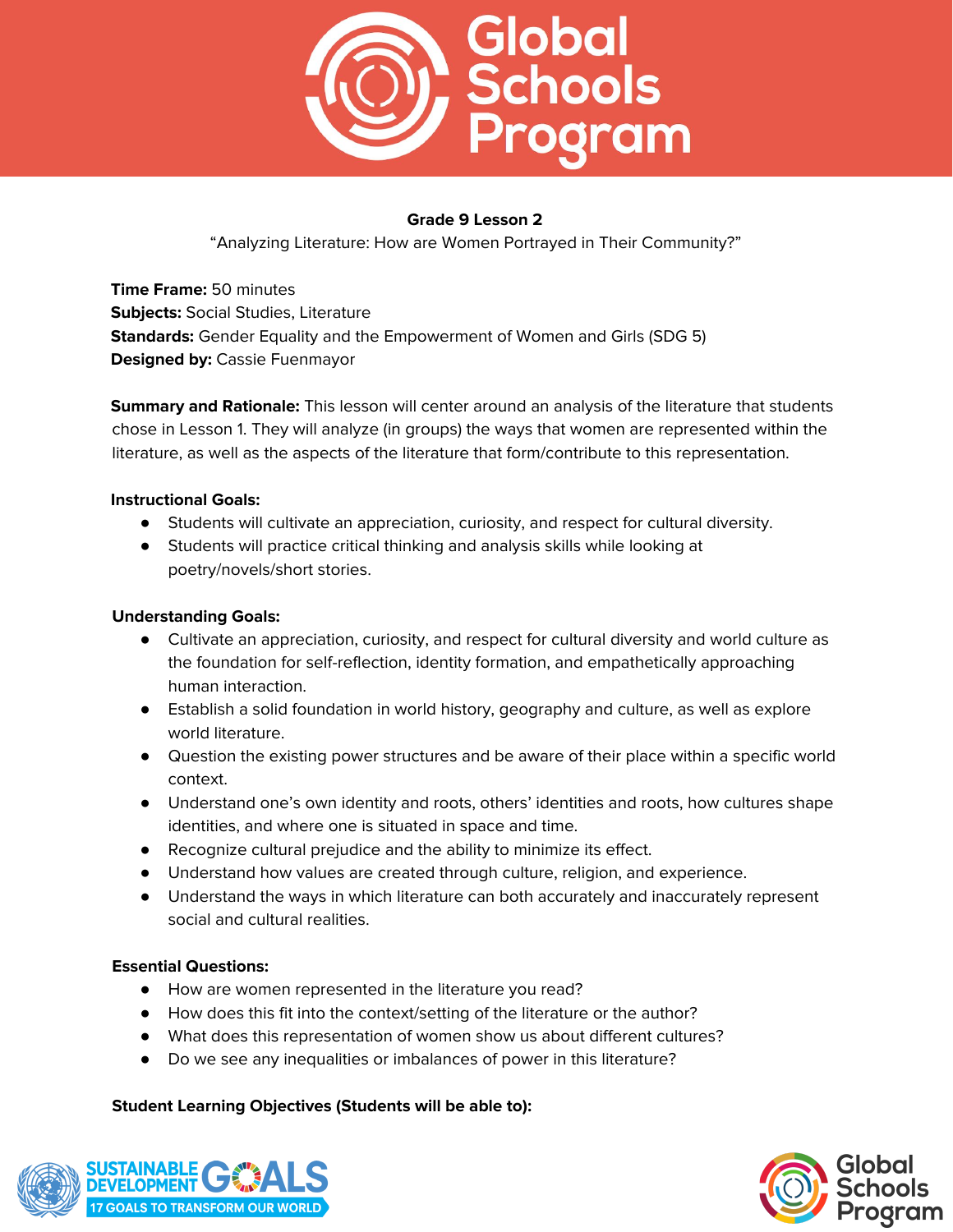**Grade 9 Lesson 2**

"Analyzing Literature: How are Women Portrayed in Their Community?"

**Time Frame:** 50 minutes
**Subjects:** Social Studies, Literature
**Standards:** Gender Equality and the Empowerment of Women and Girls (SDG 5)
**Designed by:** Cassie Fuenmayor

**Summary and Rationale:** This lesson will center around an analysis of the literature that students chose in Lesson 1. They will analyze (in groups) the ways that women are represented within the literature, as well as the aspects of the literature that form/contribute to this representation.

**Instructional Goals:**

- Students will cultivate an appreciation, curiosity, and respect for cultural diversity.
- Students will practice critical thinking and analysis skills while looking at poetry/novels/short stories.

**Understanding Goals:**

- Cultivate an appreciation, curiosity, and respect for cultural diversity and world culture as the foundation for self-reflection, identity formation, and empathetically approaching human interaction.
- Establish a solid foundation in world history, geography and culture, as well as explore world literature.
- Question the existing power structures and be aware of their place within a specific world context.
- Understand one's own identity and roots, others' identities and roots, how cultures shape identities, and where one is situated in space and time.
- Recognize cultural prejudice and the ability to minimize its effect.
- Understand how values are created through culture, religion, and experience.
- Understand the ways in which literature can both accurately and inaccurately represent social and cultural realities.

**Essential Questions:**

- How are women represented in the literature you read?
- How does this fit into the context/setting of the literature or the author?
- What does this representation of women show us about different cultures?
- Do we see any inequalities or imbalances of power in this literature?

**Student Learning Objectives (Students will be able to):**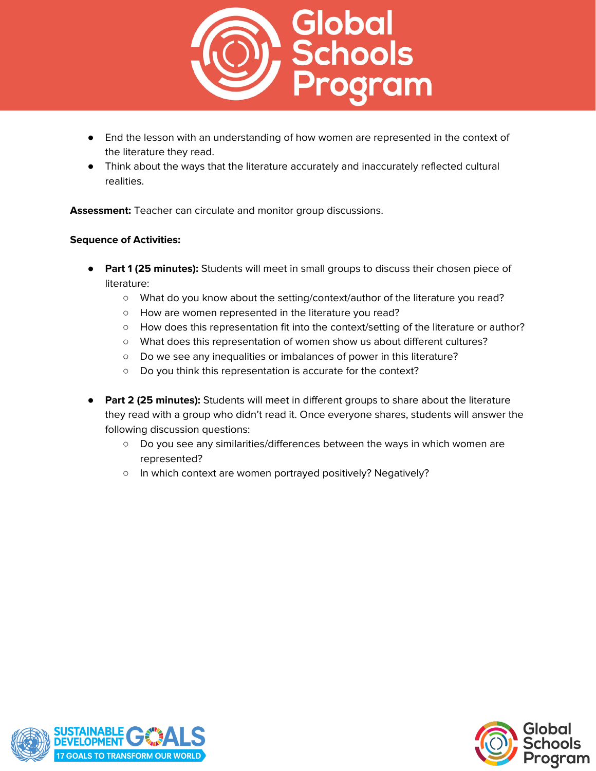- End the lesson with an understanding of how women are represented in the context of the literature they read.
- Think about the ways that the literature accurately and inaccurately reflected cultural realities.

**Assessment:** Teacher can circulate and monitor group discussions.

**Sequence of Activities:**

- **Part 1 (25 minutes):** Students will meet in small groups to discuss their chosen piece of literature:
  - What do you know about the setting/context/author of the literature you read?
  - How are women represented in the literature you read?
  - How does this representation fit into the context/setting of the literature or author?
  - What does this representation of women show us about different cultures?
  - Do we see any inequalities or imbalances of power in this literature?
  - Do you think this representation is accurate for the context?

- **Part 2 (25 minutes):** Students will meet in different groups to share about the literature they read with a group who didn't read it. Once everyone shares, students will answer the following discussion questions:
  - Do you see any similarities/differences between the ways in which women are represented?
  - In which context are women portrayed positively? Negatively?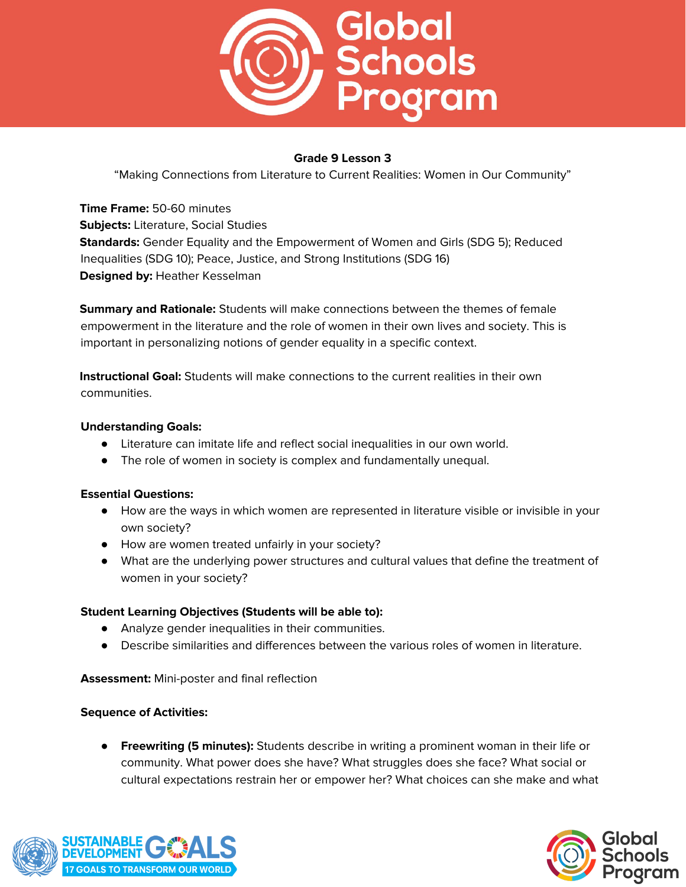**Grade 9 Lesson 3**

"Making Connections from Literature to Current Realities: Women in Our Community"

**Time Frame:** 50-60 minutes
**Subjects:** Literature, Social Studies
**Standards:** Gender Equality and the Empowerment of Women and Girls (SDG 5); Reduced Inequalities (SDG 10); Peace, Justice, and Strong Institutions (SDG 16)
**Designed by:** Heather Kesselman

**Summary and Rationale:** Students will make connections between the themes of female empowerment in the literature and the role of women in their own lives and society. This is important in personalizing notions of gender equality in a specific context.

**Instructional Goal:** Students will make connections to the current realities in their own communities.

**Understanding Goals:**

- Literature can imitate life and reflect social inequalities in our own world.
- The role of women in society is complex and fundamentally unequal.

**Essential Questions:**

- How are the ways in which women are represented in literature visible or invisible in your own society?
- How are women treated unfairly in your society?
- What are the underlying power structures and cultural values that define the treatment of women in your society?

**Student Learning Objectives (Students will be able to):**

- Analyze gender inequalities in their communities.
- Describe similarities and differences between the various roles of women in literature.

**Assessment:** Mini-poster and final reflection

**Sequence of Activities:**

- **Freewriting (5 minutes):** Students describe in writing a prominent woman in their life or community. What power does she have? What struggles does she face? What social or cultural expectations restrain her or empower her? What choices can she make and what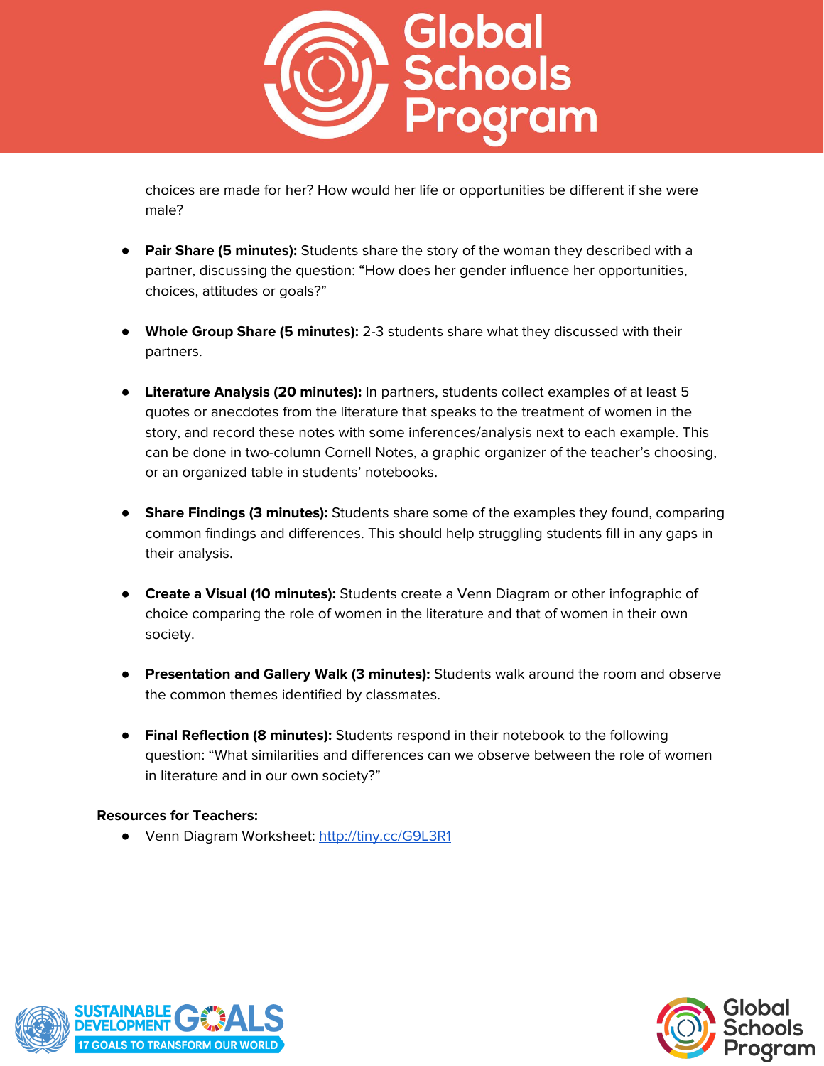choices are made for her? How would her life or opportunities be different if she were male?

- **Pair Share (5 minutes):** Students share the story of the woman they described with a partner, discussing the question: "How does her gender influence her opportunities, choices, attitudes or goals?"

- **Whole Group Share (5 minutes):** 2-3 students share what they discussed with their partners.

- **Literature Analysis (20 minutes):** In partners, students collect examples of at least 5 quotes or anecdotes from the literature that speaks to the treatment of women in the story, and record these notes with some inferences/analysis next to each example. This can be done in two-column Cornell Notes, a graphic organizer of the teacher's choosing, or an organized table in students' notebooks.

- **Share Findings (3 minutes):** Students share some of the examples they found, comparing common findings and differences. This should help struggling students fill in any gaps in their analysis.

- **Create a Visual (10 minutes):** Students create a Venn Diagram or other infographic of choice comparing the role of women in the literature and that of women in their own society.

- **Presentation and Gallery Walk (3 minutes):** Students walk around the room and observe the common themes identified by classmates.

- **Final Reflection (8 minutes):** Students respond in their notebook to the following question: "What similarities and differences can we observe between the role of women in literature and in our own society?"

**Resources for Teachers:**

- Venn Diagram Worksheet: http://tiny.cc/G9L3R1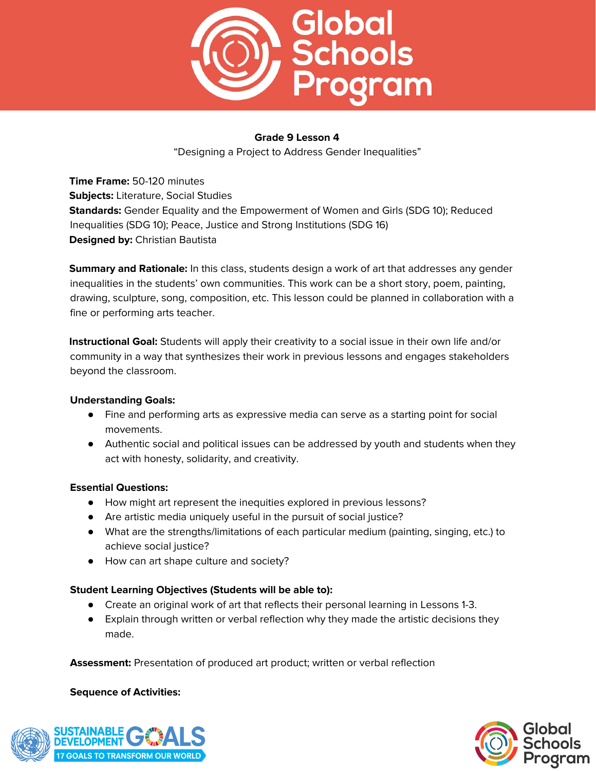**Grade 9 Lesson 4**

"Designing a Project to Address Gender Inequalities"

**Time Frame:** 50-120 minutes
**Subjects:** Literature, Social Studies
**Standards:** Gender Equality and the Empowerment of Women and Girls (SDG 10); Reduced Inequalities (SDG 10); Peace, Justice and Strong Institutions (SDG 16)
**Designed by:** Christian Bautista

**Summary and Rationale:** In this class, students design a work of art that addresses any gender inequalities in the students' own communities. This work can be a short story, poem, painting, drawing, sculpture, song, composition, etc. This lesson could be planned in collaboration with a fine or performing arts teacher.

**Instructional Goal:** Students will apply their creativity to a social issue in their own life and/or community in a way that synthesizes their work in previous lessons and engages stakeholders beyond the classroom.

**Understanding Goals:**

- Fine and performing arts as expressive media can serve as a starting point for social movements.
- Authentic social and political issues can be addressed by youth and students when they act with honesty, solidarity, and creativity.

**Essential Questions:**

- How might art represent the inequities explored in previous lessons?
- Are artistic media uniquely useful in the pursuit of social justice?
- What are the strengths/limitations of each particular medium (painting, singing, etc.) to achieve social justice?
- How can art shape culture and society?

**Student Learning Objectives (Students will be able to):**

- Create an original work of art that reflects their personal learning in Lessons 1-3.
- Explain through written or verbal reflection why they made the artistic decisions they made.

**Assessment:** Presentation of produced art product; written or verbal reflection

**Sequence of Activities:**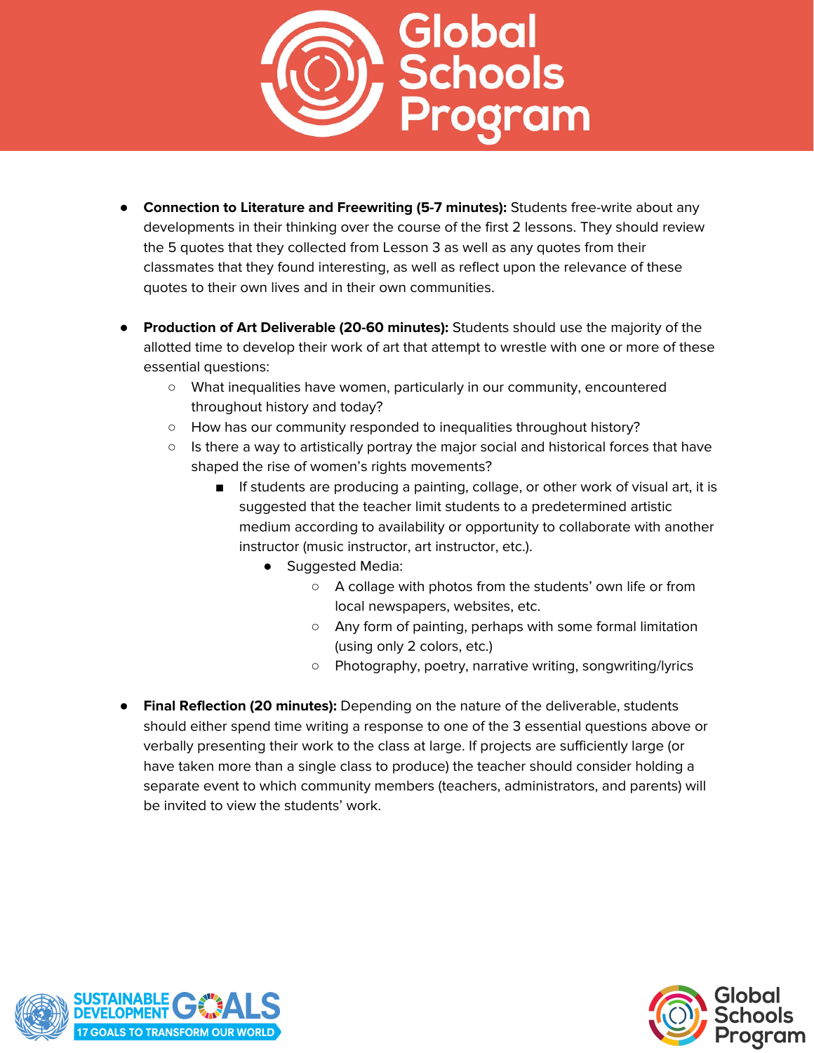- **Connection to Literature and Freewriting (5-7 minutes):** Students free-write about any developments in their thinking over the course of the first 2 lessons. They should review the 5 quotes that they collected from Lesson 3 as well as any quotes from their classmates that they found interesting, as well as reflect upon the relevance of these quotes to their own lives and in their own communities.

- **Production of Art Deliverable (20-60 minutes):** Students should use the majority of the allotted time to develop their work of art that attempt to wrestle with one or more of these essential questions:
  - What inequalities have women, particularly in our community, encountered throughout history and today?
  - How has our community responded to inequalities throughout history?
  - Is there a way to artistically portray the major social and historical forces that have shaped the rise of women's rights movements?
    - If students are producing a painting, collage, or other work of visual art, it is suggested that the teacher limit students to a predetermined artistic medium according to availability or opportunity to collaborate with another instructor (music instructor, art instructor, etc.).
      - Suggested Media:
        - A collage with photos from the students' own life or from local newspapers, websites, etc.
        - Any form of painting, perhaps with some formal limitation (using only 2 colors, etc.)
        - Photography, poetry, narrative writing, songwriting/lyrics

- **Final Reflection (20 minutes):** Depending on the nature of the deliverable, students should either spend time writing a response to one of the 3 essential questions above or verbally presenting their work to the class at large. If projects are sufficiently large (or have taken more than a single class to produce) the teacher should consider holding a separate event to which community members (teachers, administrators, and parents) will be invited to view the students' work.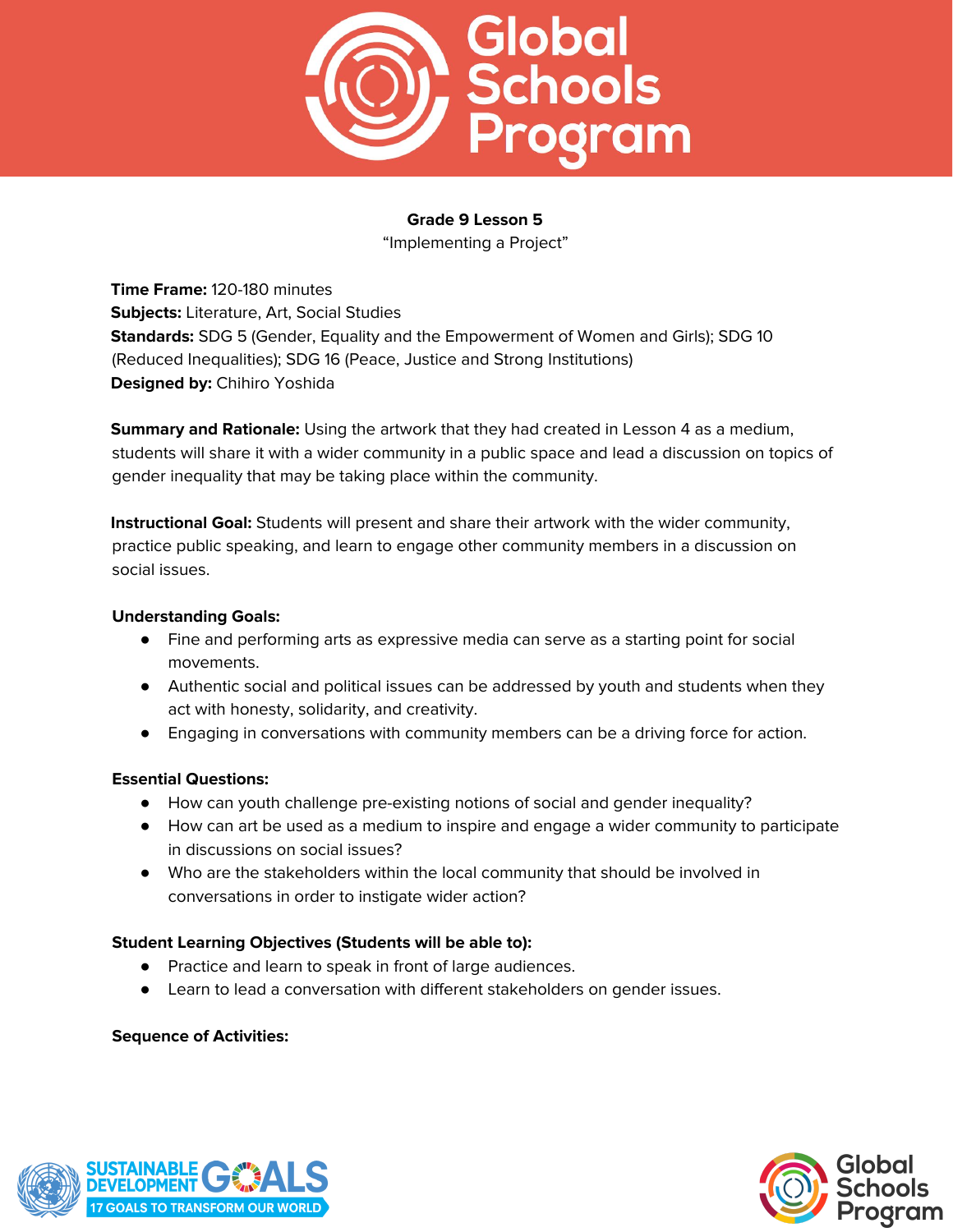**Grade 9 Lesson 5**
"Implementing a Project"

**Time Frame:** 120-180 minutes
**Subjects:** Literature, Art, Social Studies
**Standards:** SDG 5 (Gender, Equality and the Empowerment of Women and Girls); SDG 10 (Reduced Inequalities); SDG 16 (Peace, Justice and Strong Institutions)
**Designed by:** Chihiro Yoshida

**Summary and Rationale:** Using the artwork that they had created in Lesson 4 as a medium, students will share it with a wider community in a public space and lead a discussion on topics of gender inequality that may be taking place within the community.

**Instructional Goal:** Students will present and share their artwork with the wider community, practice public speaking, and learn to engage other community members in a discussion on social issues.

**Understanding Goals:**

- Fine and performing arts as expressive media can serve as a starting point for social movements.
- Authentic social and political issues can be addressed by youth and students when they act with honesty, solidarity, and creativity.
- Engaging in conversations with community members can be a driving force for action.

**Essential Questions:**

- How can youth challenge pre-existing notions of social and gender inequality?
- How can art be used as a medium to inspire and engage a wider community to participate in discussions on social issues?
- Who are the stakeholders within the local community that should be involved in conversations in order to instigate wider action?

**Student Learning Objectives (Students will be able to):**

- Practice and learn to speak in front of large audiences.
- Learn to lead a conversation with different stakeholders on gender issues.

**Sequence of Activities:**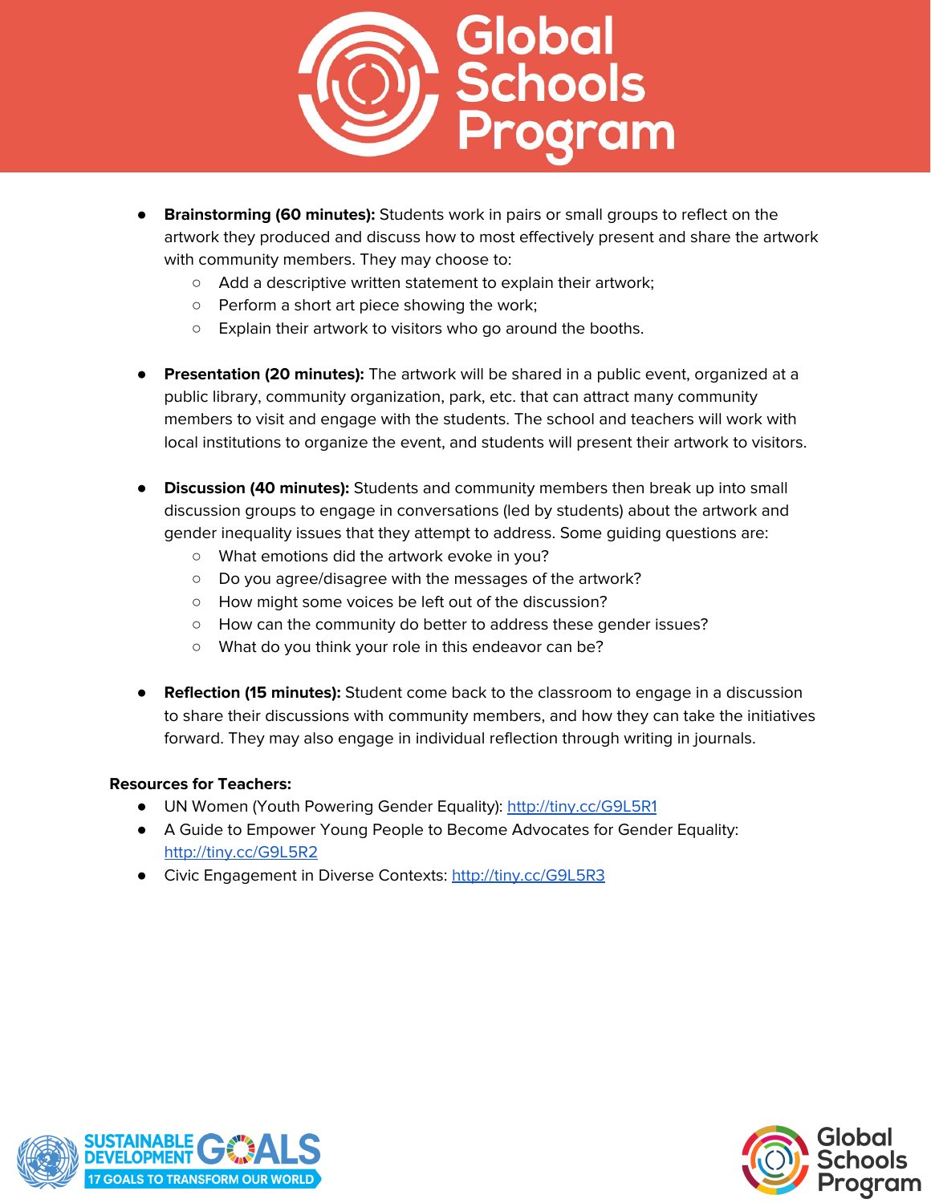- **Brainstorming (60 minutes):** Students work in pairs or small groups to reflect on the artwork they produced and discuss how to most effectively present and share the artwork with community members. They may choose to:
  - Add a descriptive written statement to explain their artwork;
  - Perform a short art piece showing the work;
  - Explain their artwork to visitors who go around the booths.

- **Presentation (20 minutes):** The artwork will be shared in a public event, organized at a public library, community organization, park, etc. that can attract many community members to visit and engage with the students. The school and teachers will work with local institutions to organize the event, and students will present their artwork to visitors.

- **Discussion (40 minutes):** Students and community members then break up into small discussion groups to engage in conversations (led by students) about the artwork and gender inequality issues that they attempt to address. Some guiding questions are:
  - What emotions did the artwork evoke in you?
  - Do you agree/disagree with the messages of the artwork?
  - How might some voices be left out of the discussion?
  - How can the community do better to address these gender issues?
  - What do you think your role in this endeavor can be?

- **Reflection (15 minutes):** Student come back to the classroom to engage in a discussion to share their discussions with community members, and how they can take the initiatives forward. They may also engage in individual reflection through writing in journals.

**Resources for Teachers:**

- UN Women (Youth Powering Gender Equality): http://tiny.cc/G9L5R1
- A Guide to Empower Young People to Become Advocates for Gender Equality: http://tiny.cc/G9L5R2
- Civic Engagement in Diverse Contexts: http://tiny.cc/G9L5R3